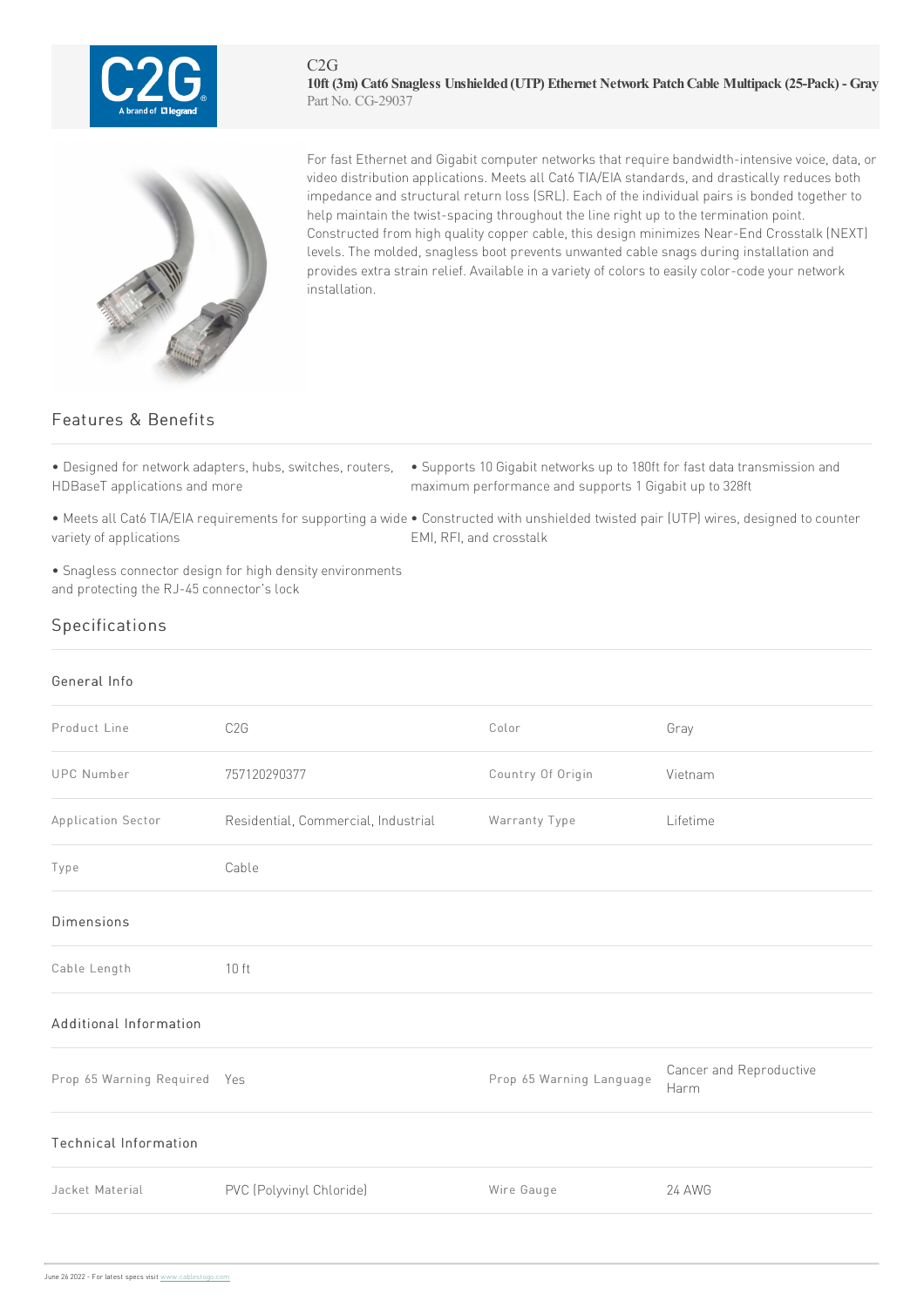C2G

**10ft (3m) Cat6 Snagless Unshielded (UTP) Ethernet Network Patch Cable Multipack (25-Pack) - Gray**

Part No. CG-29037

For fast Ethernet and Gigabit computer networks that require bandwidth-intensive voice, data, or video distribution applications. Meets all Cat6 TIA/EIA standards, and drastically reduces both impedance and structural return loss (SRL). Each of the individual pairs is bonded together to help maintain the twist-spacing throughout the line right up to the termination point. Constructed from high quality copper cable, this design minimizes Near-End Crosstalk (NEXT) levels. The molded, snagless boot prevents unwanted cable snags during installation and provides extra strain relief. Available in a variety of colors to easily color-code your network installation.

## Features & Benefits

- Designed for network adapters, hubs, switches, routers, HDBaseT applications and more
- Supports 10 Gigabit networks up to 180ft for fast data transmission and maximum performance and supports 1 Gigabit up to 328ft
- Meets all Cat6 TIA/EIA requirements for supporting a wide variety of applications
- Constructed with unshielded twisted pair (UTP) wires, designed to counter EMI, RFI, and crosstalk
- Snagless connector design for high density environments and protecting the RJ-45 connector's lock

## Specifications

### General Info

| | | | |
|---|---|---|---|
| Product Line | C2G | Color | Gray |
| UPC Number | 757120290377 | Country Of Origin | Vietnam |
| Application Sector | Residential, Commercial, Industrial | Warranty Type | Lifetime |
| Type | Cable | | |

### Dimensions

| | |
|---|---|
| Cable Length | 10 ft |

### Additional Information

| | | | |
|---|---|---|---|
| Prop 65 Warning Required | Yes | Prop 65 Warning Language | Cancer and Reproductive Harm |

### Technical Information

| | | | |
|---|---|---|---|
| Jacket Material | PVC (Polyvinyl Chloride) | Wire Gauge | 24 AWG |

June 26 2022 - For latest specs visit www.cablestogo.com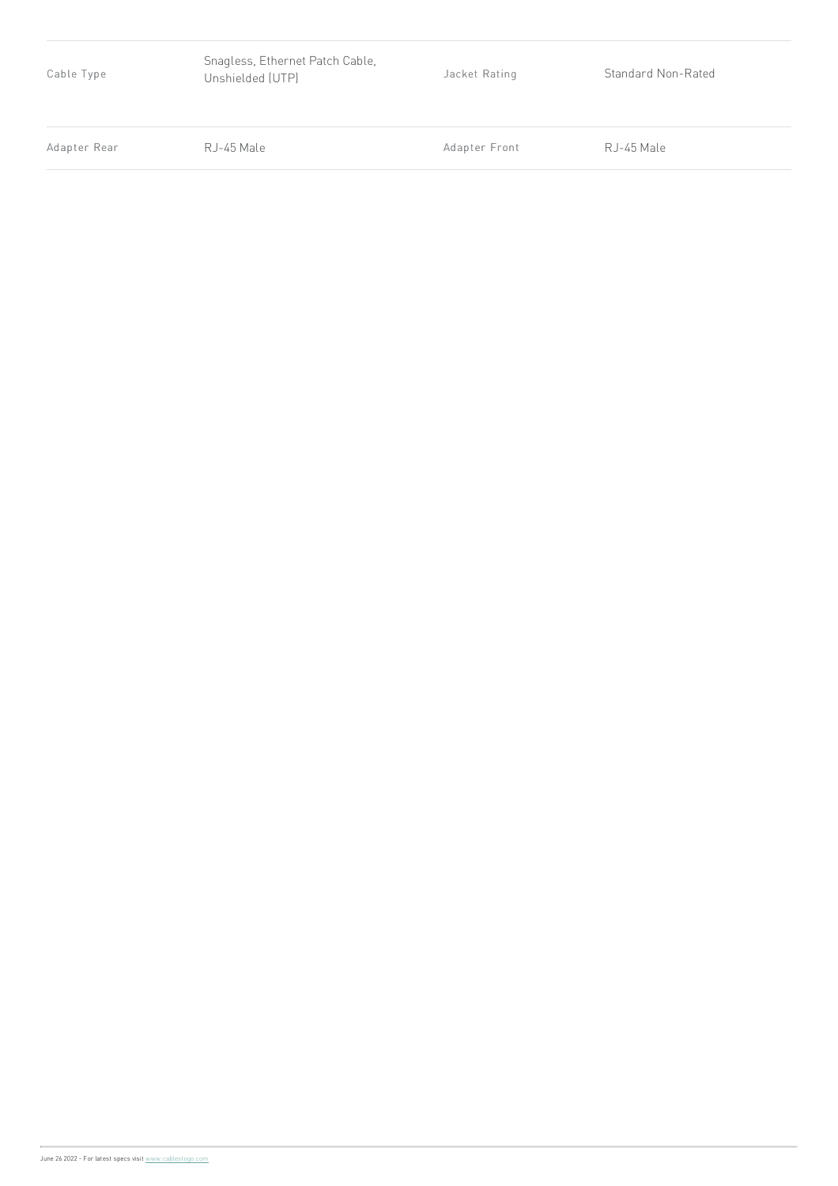| | | | |
|---|---|---|---|
| Cable Type | Snagless, Ethernet Patch Cable, Unshielded (UTP) | Jacket Rating | Standard Non-Rated |
| Adapter Rear | RJ-45 Male | Adapter Front | RJ-45 Male |